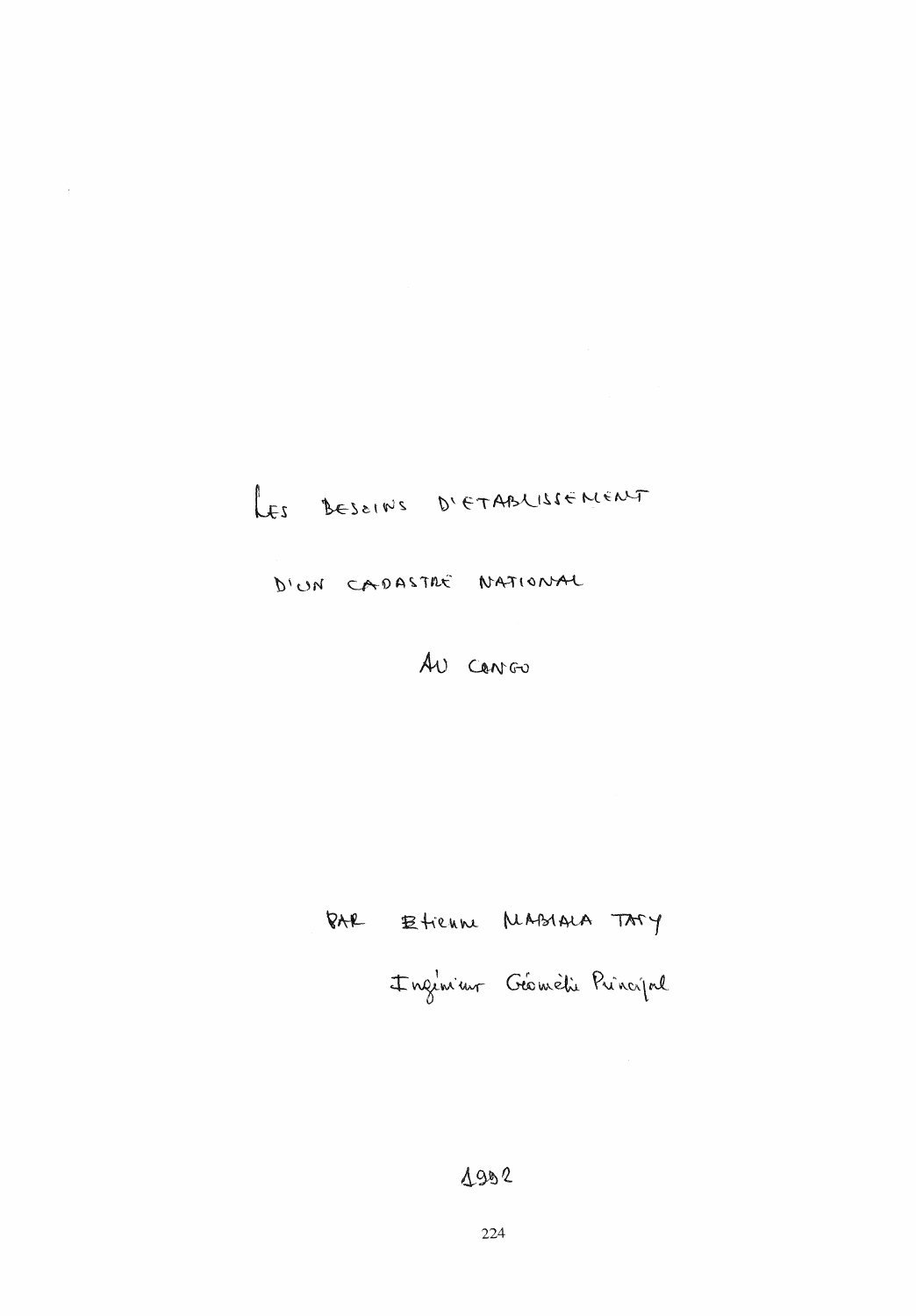# LES BESOINS D'ETABLISSEMENT D'UN CADASTRE NATIONAL AU CONGO

PAR Etienne MABIALA TATY

Ingénieur Géomètre Principal

1992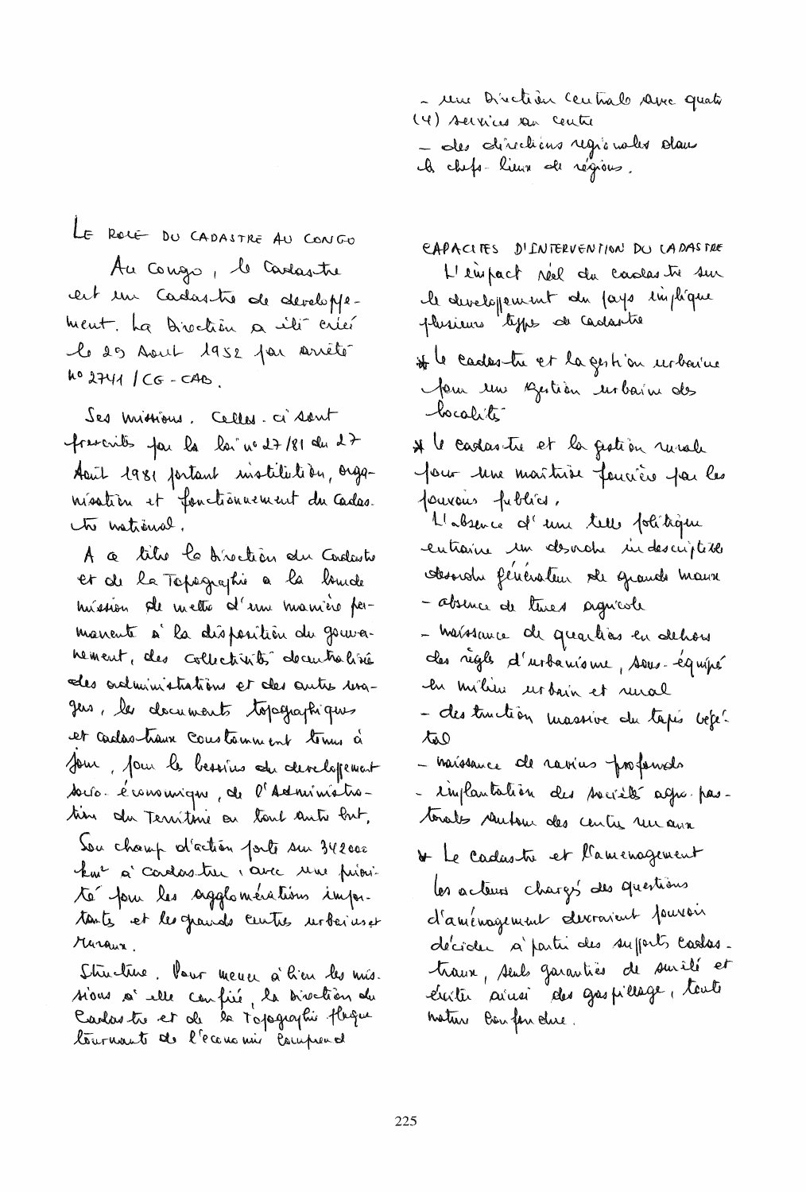# LE ROLE DU CADASTRE AU CONGO

Au Congo, le Cadastre est un Cadastre de developpement. La Direction a été créé le 29 Août 1952 par arrêté n° 2741 / CG - CAD.

Ses missions. Celles-ci sont prescrits par la loi n° 27/81 du 27 Août 1981 portant institution, organisation et fonctionnement du Cadastre national.

A ce titre la Direction du Cadastre et de la Topographie a la lourde mission de mettre d'une manière permanente à la disposition du gouvernement, des collectivités décentralisé des administrations et des autres usagers, les documents topographiques et cadastraux constamment tenus à jour, pour les besoins du developpement socio-économique, de l'Administration du Territoire ou tout autre but.

Son champ d'action porte sur 342000 km² à cadastrer, avec une priorité pour les agglomérations importants et les grands centres urbains et ruraux.

Structure. Pour mener à bien les missions à elle confiée, la Direction du Cadastre et de la Topographie Plaque tournante de l'economie comprend

- une Direction centrale avec quatre (4) services au centre
- des directions régionales dans les chefs-lieux de régions.

## CAPACITES D'INTERVENTION DU CADASTRE

L'impact réel du cadastre sur le developpement du pays implique plusieurs types de cadastre

* le cadastre et la gestion urbaine pour une gestion urbaine des localités
* le cadastre et la gestion rurale pour une maitrise foncière par les pouvoirs publics.

L'absence d'une telle politique entraine un désordre indescriptible désordre générateur de grands maux

- absence de terres agricole
- naissance de quartiers en dehors des règles d'urbanisme, sous-équipé en milieu urbain et rural
- destruction massive du tapis végétal
- naissance de ravins profonds
- implantation des sociétés agro-pastorales autour des centres ruraux

* Le cadastre et l'amenagement

les acteurs chargés des questions d'aménagement devraient pouvoir décider à partir des supports cadastraux, seuls garanties de sureté et éviter ainsi des gaspillage, toute nature confondue.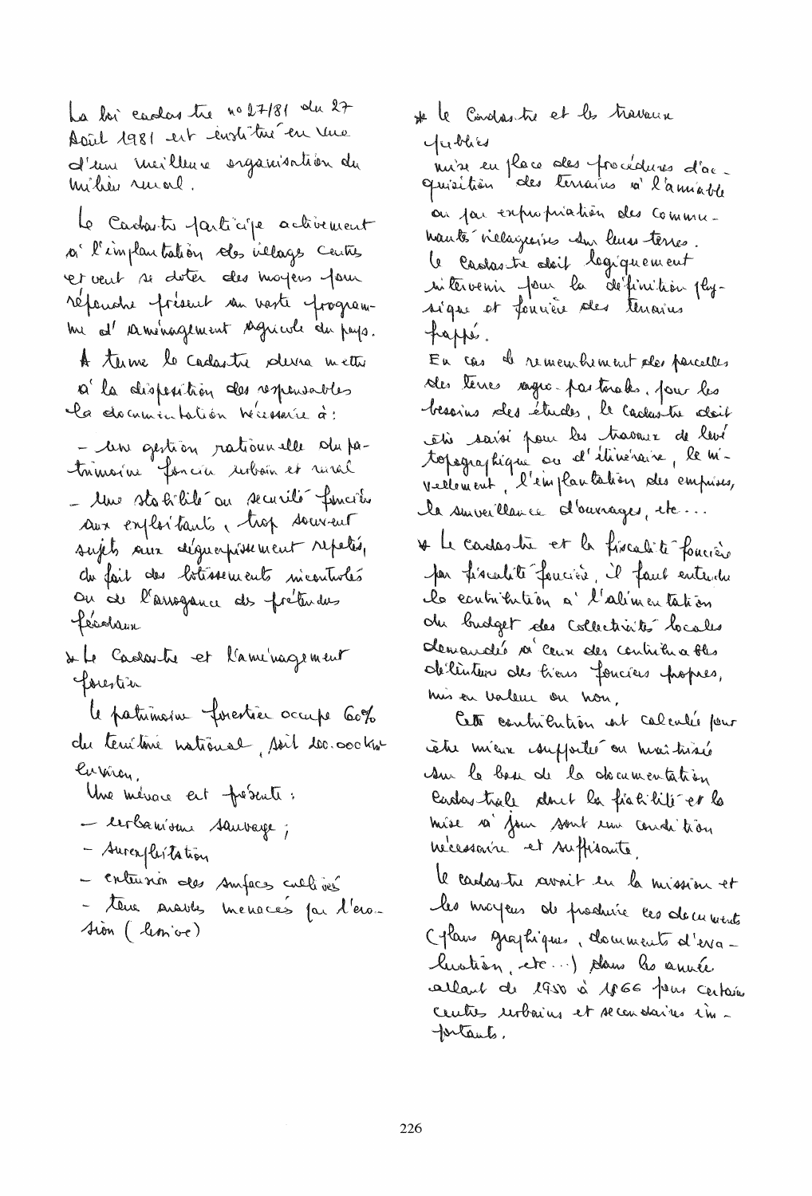La loi cadastre n° 27/81 du 27 Août 1981 est instituée en vue d'une meilleure organisation du milieu rural.

Le Cadastre participe activement à l'implantation des villages centres et veut se doter des moyens pour répondre présent au vaste programme d'aménagement agricole du pays.

A terme le cadastre devra mettre à la disposition des responsables la documentation nécessaire à :

- une gestion rationnelle du patrimoine foncier urbain et rural
- une stabilité ou sécurité foncière aux exploitants, trop souvent sujets aux déguerpissement répétés, du fait des lotissements incontrôlés ou de l'arrogance des prétendus féodaux

* Le Cadastre et l'aménagement forestier

Le patrimoine forestier occupe 60% du territoire national, soit 100.000km² environ.

Une menace est présente :

- urbanisme sauvage ;
- surexploitation
- extension des surfaces cultivées
- terres arables menacées par l'érosion (ravine)

* Le Cadastre et les travaux publics

mise en place des procédures d'acquisition des terrains à l'amiable ou par expropriation des communautés villageoises sur leurs terres.

Le Cadastre doit logiquement intervenir pour la définition physique et foncière des terrains frappé.

En cas de remembrement des parcelles des terres agro-pastorales, pour les besoins des études, le cadastre doit être saisi pour les travaux de levé topographique ou d'itinéraire, le nivellement, l'implantation des emprises, la surveillance d'ouvrages, etc...

* Le cadastre et la fiscalité foncière

par fiscalité foncière, il faut entendre la contribution à l'alimentation du budget des Collectivités locales demandée à ceux des contribuables détenteurs des biens fonciers propres, mis en valeur ou non,

Cette contribution est calculée pour être mieux supportée ou maîtrisée sur la base de la documentation cadastrale dont la fiabilité et la mise à jour sont une condition nécessaire et suffisante.

Le cadastre avait eu la mission et les moyens de produire ces documents (plans graphiques, documents d'évaluation, etc...) dans les années allant de 1950 à 1966 pour certains centres urbains et secondaires importants.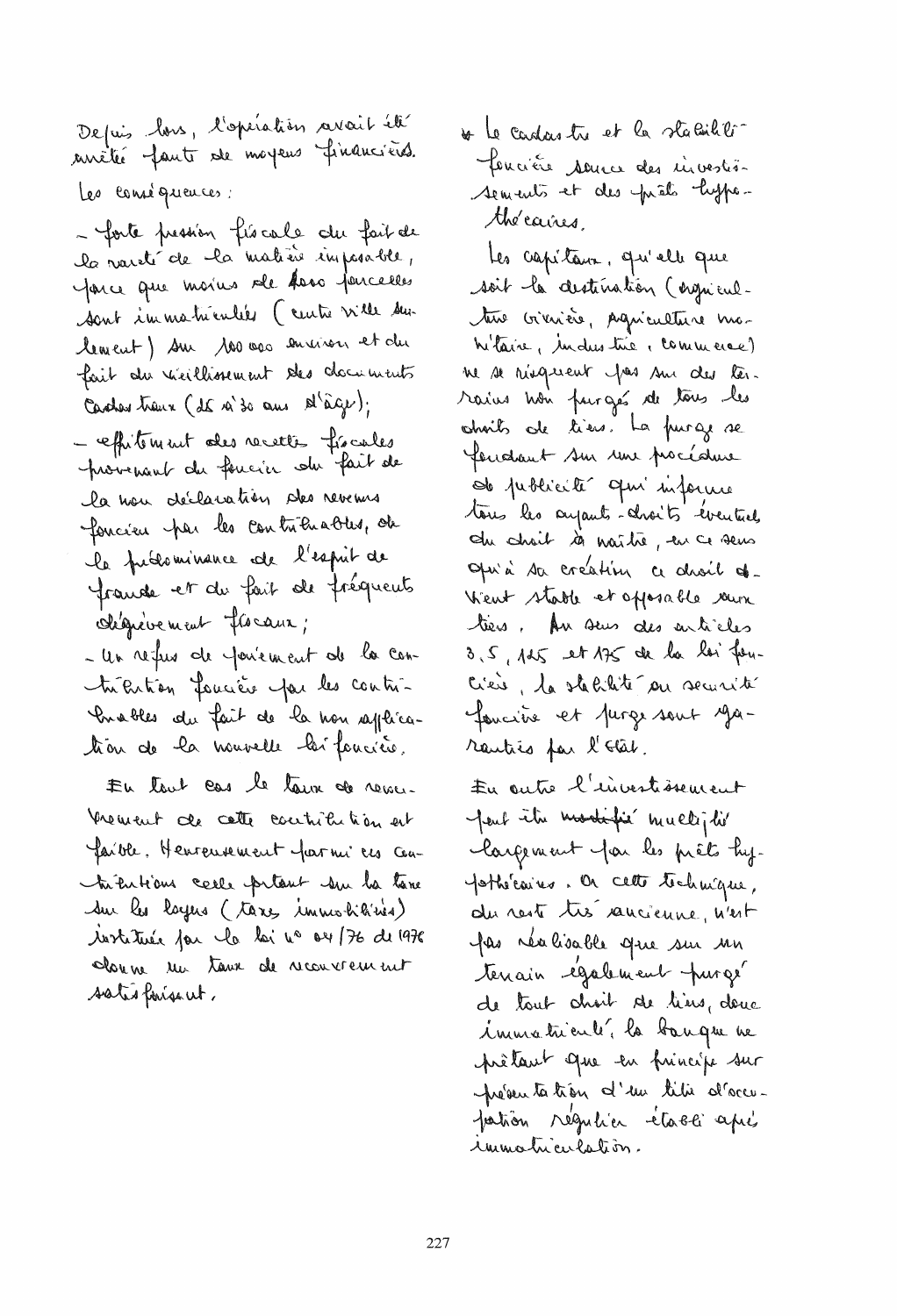Depuis lors, l'opération avait été arrêtée faute de moyens financiers.

Les conséquences :

- forte pression fiscale du fait de la rareté de la matière imposable, parce que moins de 8000 parcelles sont immatriculées (centre ville seulement) sur 100 000 environ et du fait du vieillissement des documents cadastraux (25 à 30 ans d'âge) ;
- effritement des recettes fiscales provenant du foncier du fait de la non déclaration des revenus fonciers par les contribuables, de la prédominance de l'esprit de fraude et du fait de fréquents dégrèvements fiscaux ;
- un refus de paiement de la contribution foncière par les contribuables du fait de la non application de la nouvelle loi foncière.

En tout cas le taux de recouvrement de cette contribution est faible. Heureusement parmi ces contributions celle portant sur la taxe sur les loyers (taxes immobilières) instituée par la loi n° 04/76 de 1976 donne un taux de recouvrement satisfaisant.

* Le cadastre et la stabilité foncière source des investissements et des prêts hypothécaires.

Les capitaux, quelle que soit la destination (agriculture vivrière, agriculture monétaire, industrie, commerce) ne se risquent pas sur des terrains non purgés de tous les droits de tiers. La purge se fondant sur une procédure de publicité qui informe tous les ayants-droits éventuels du droit à naître, en ce sens qu'à sa création ce droit devient stable et opposable aux tiers. Au sens des articles 3, 5, 125 et 175 de la loi foncière, la stabilité ou sécurité foncière et purge sont garanties par l'État.

En outre l'investissement peut être ~~modifié~~ multiplié largement par les prêts hypothécaires. Or cette technique, du reste très ancienne, n'est pas réalisable que sur un terrain également purgé de tout droit de tiers, donc immatriculé, la banque ne prêtant que en principe sur présentation d'un titre d'occupation régulier établi après immatriculation.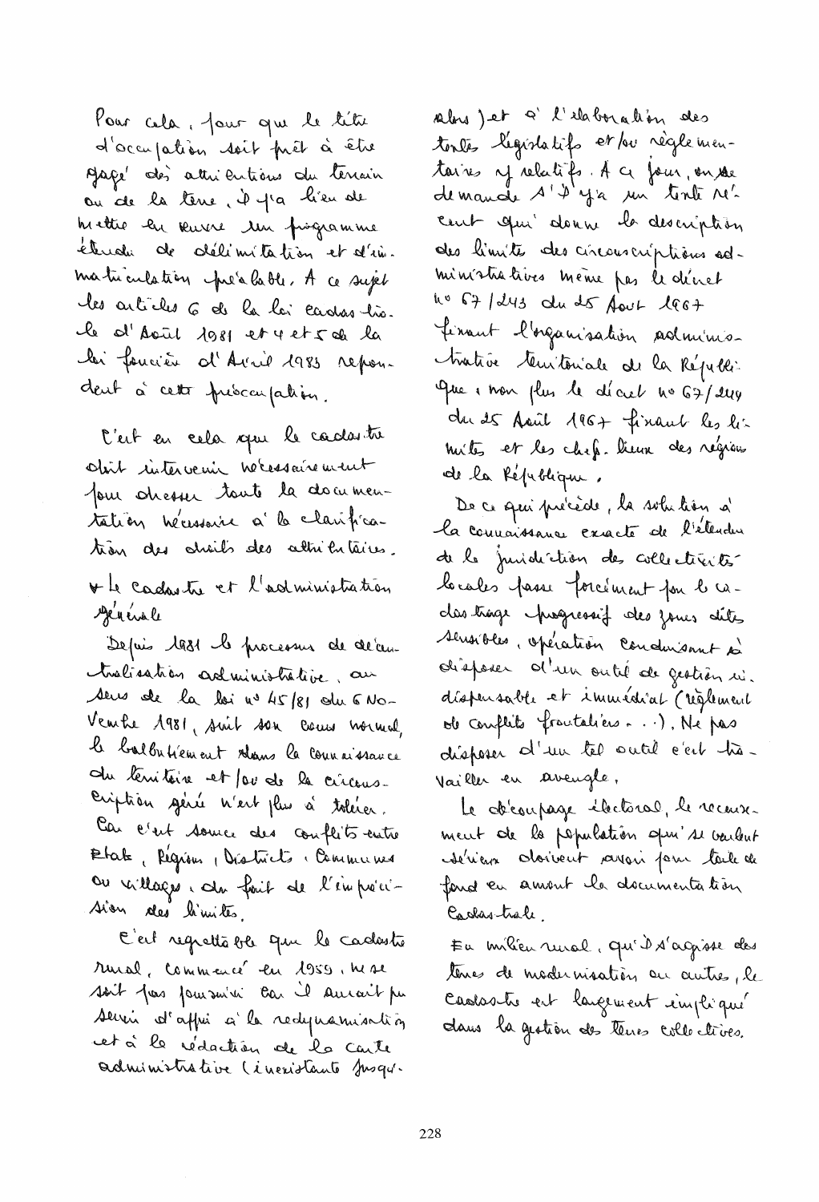Pour cela, pour que le titre d'occupation soit prêt à être gagé dès attributions du terrain ou de la terre, il y a lieu de mettre en œuvre un programme étendu de délimitation et d'immatriculation préalable. A ce sujet les articles 6 de la loi cadastrale d'Août 1981 et 4 et 5 de la loi foncière d'Avril 1983 répondent à cette préoccupation.

C'est en cela que le cadastre doit intervenir nécessairement pour dresser toute la documentation nécessaire à la clarification des droits des attributaires.

+ Le cadastre et l'administration générale

Depuis 1981 le processus de décentralisation administrative, au sens de la loi n° 45/81 du 6 Novembre 1981, suit son cours normal, le balbutiement dans la connaissance du territoire et/ou de la circonscription gérée n'est plus à tolérer. Car c'est source des conflits entre Etats, Régions, Districts, Communes ou villages, du fait de l'imprécision des limites.

C'est regrettable que le cadastre rural, commencé en 1959, ne se soit pas poursuivi car il aurait pu servir d'appui à la redynamisation et à la rédaction de la carte administrative (inexistante jusqu'alors) et à l'élaboration des textes législatifs et/ou réglementaires y relatifs. A ce jour, on se demande s'il y a un texte récent qui donne la description des limites des circonscriptions administratives même pas le décret n° 67/243 du 25 Août 1967 fixant l'organisation administrative territoriale de la République, non plus le décret n° 67/244 du 25 Août 1967 fixant les limites et les chefs-lieux des régions de la République.

De ce qui précède, la solution à la connaissance exacte de l'étendue de la juridiction des collectivités locales passe forcément par le cadastrage progressif des zones dites sensibles, opération conduisant à disposer d'un outil de gestion indispensable et immédiat (règlement de conflits frontaliers...). Ne pas disposer d'un tel outil c'est travailler en aveugle.

Le découpage électoral, le recensement de la population qui se veulent sérieux doivent avoir pour toile de fond en amont la documentation cadastrale.

En milieu rural, qu'il s'agisse des terres de modernisation ou autres, le cadastre est largement impliqué dans la gestion des terres collectives.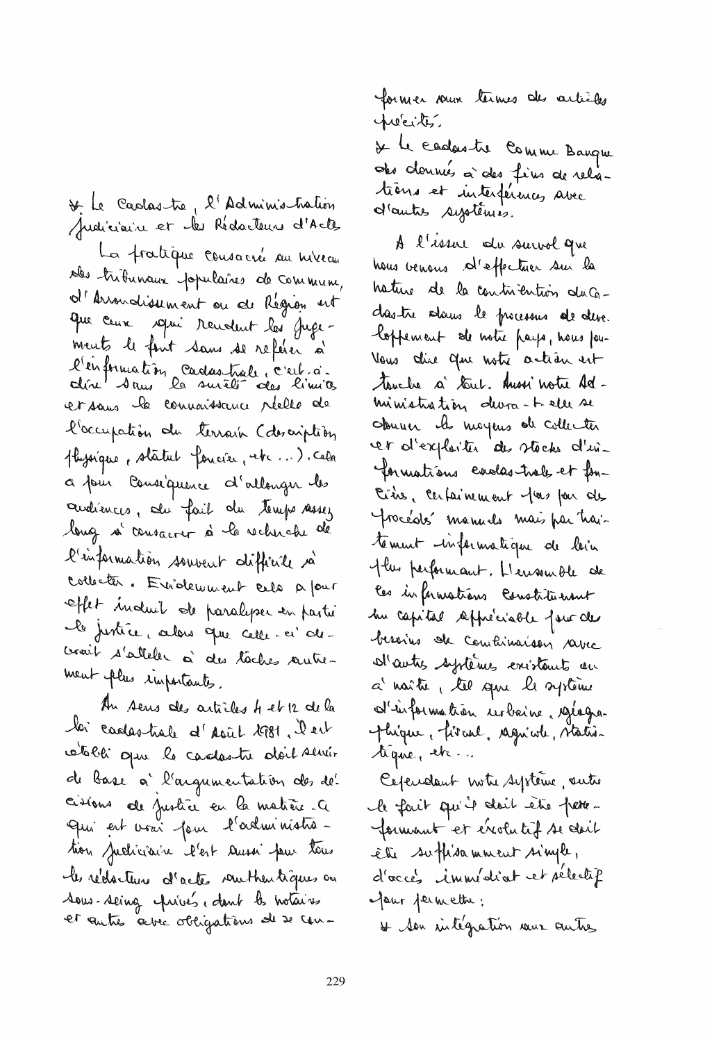* Le Cadastre, l'Administration Judiciaire et les Rédacteurs d'Actes

La pratique consacrée au niveau des tribunaux populaires de commune, d'Arrondissement ou de Région est que ceux qui rendent les jugements le font sans se référer à l'information cadastrale, c'est-à-dire sans la sûreté des limites et sans la connaissance réelle de l'occupation du terrain (description physique, statut foncier, etc...). Cela a pour conséquence d'allonger les audiences, du fait du temps assez long à consacrer à la recherche de l'information souvent difficile à collecter. Evidemment cela a pour effet induit de paralyser en partie la justice, alors que celle-ci devrait s'atteler à des tâches autrement plus importantes.

Au sens des articles 4 et 12 de la loi cadastrale d'Août 1981, il est établi que le cadastre doit servir de base à l'argumentation des décisions de justice en la matière. Ce qui est vrai pour l'administration judiciaire l'est aussi pour tous les rédacteurs d'actes authentiques ou sous-seing privés, dont les notaires et autres avec obligations de se conformer aux termes des articles précités.

* Le cadastre comme Banque des données à des fins de relations et interférences avec d'autres systèmes.

A l'issue du survol que nous venons d'effectuer sur la nature de la contribution du Cadastre dans le processus de développement de notre pays, nous pouvons dire que notre action est touche à tout. Aussi notre Administration devra-t-elle se donner les moyens de collecter et d'exploiter des stocks d'informations cadastrales et foncières, certainement pas par des procédés manuels mais par traitement informatique de loin plus performant. L'ensemble de ces informations constituent un capital appréciable pour des besoins de combinaison avec d'autres systèmes existants ou à naître, tel que le système d'information urbaine, géographique, fiscal, agricole, statistique, etc...

Cependant notre système, outre le fait qu'il doit être performant et évolutif se doit être suffisamment simple, d'accès immédiat et sélectif pour permettre :

* son intégration aux autres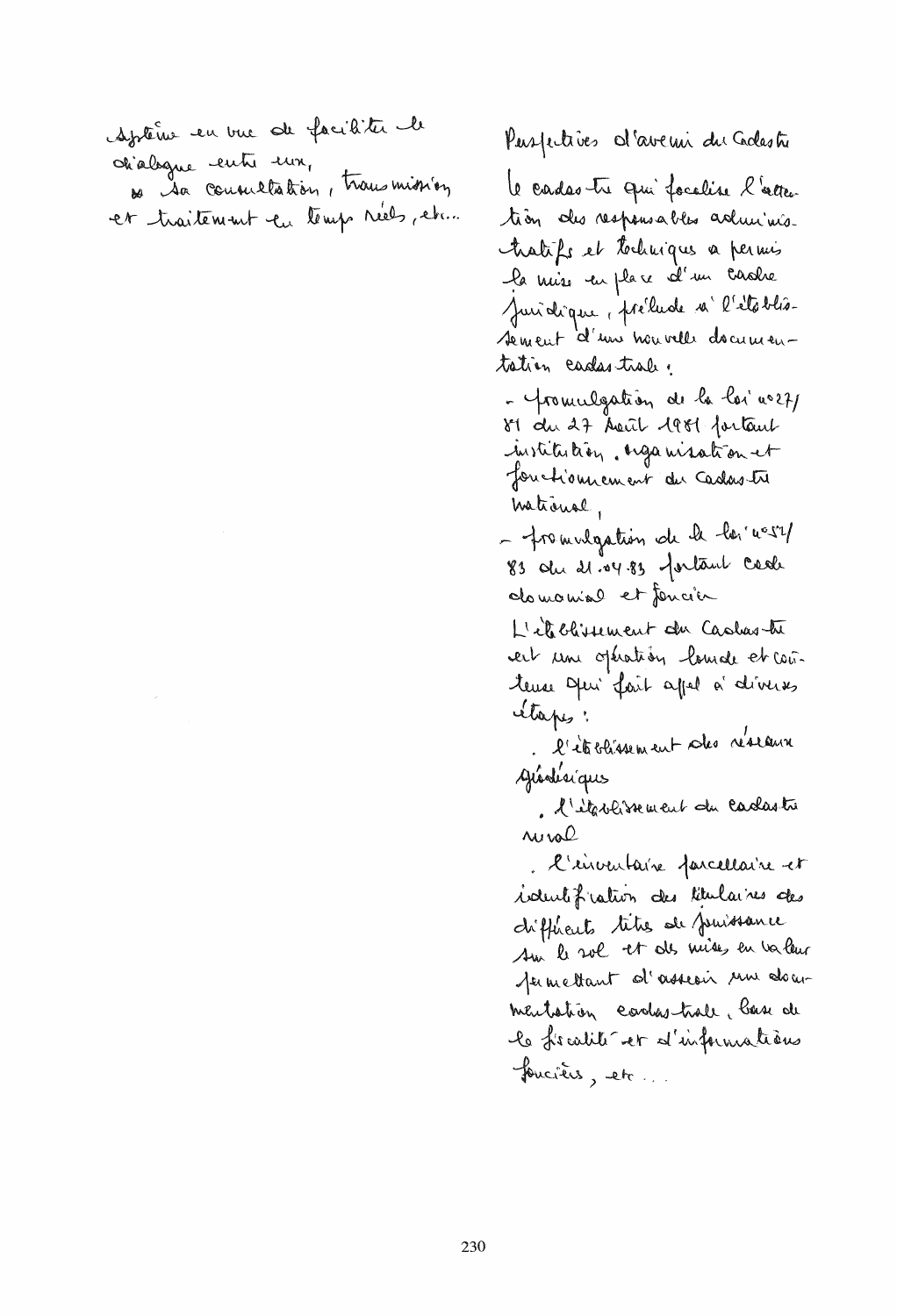système en vue de faciliter le dialogue entre eux,
- sa consultation, transmission et traitement en temps réels, etc...

Perspectives d'avenir du Cadastre

Le cadastre qui focalise l'attention des responsables administratifs et techniques a permis la mise en place d'un cadre juridique, prélude à l'établissement d'une nouvelle documentation cadastrale :

- promulgation de la loi n°27/81 du 27 Août 1981 portant institution, organisation et fonctionnement du Cadastre National,
- promulgation de la loi n°52/83 du 21.04.83 portant code domanial et foncier

L'établissement du Cadastre est une opération lourde et coûteuse qui fait appel à diverses étapes :

. l'établissement des réseaux géodésiques
. l'établissement du cadastre rural
. l'inventaire parcellaire et identification des titulaires des différents titres de jouissance sur le sol et des mises en valeur permettant d'asseoir une documentation cadastrale, base de la fiscalité et d'informations foncières, etc...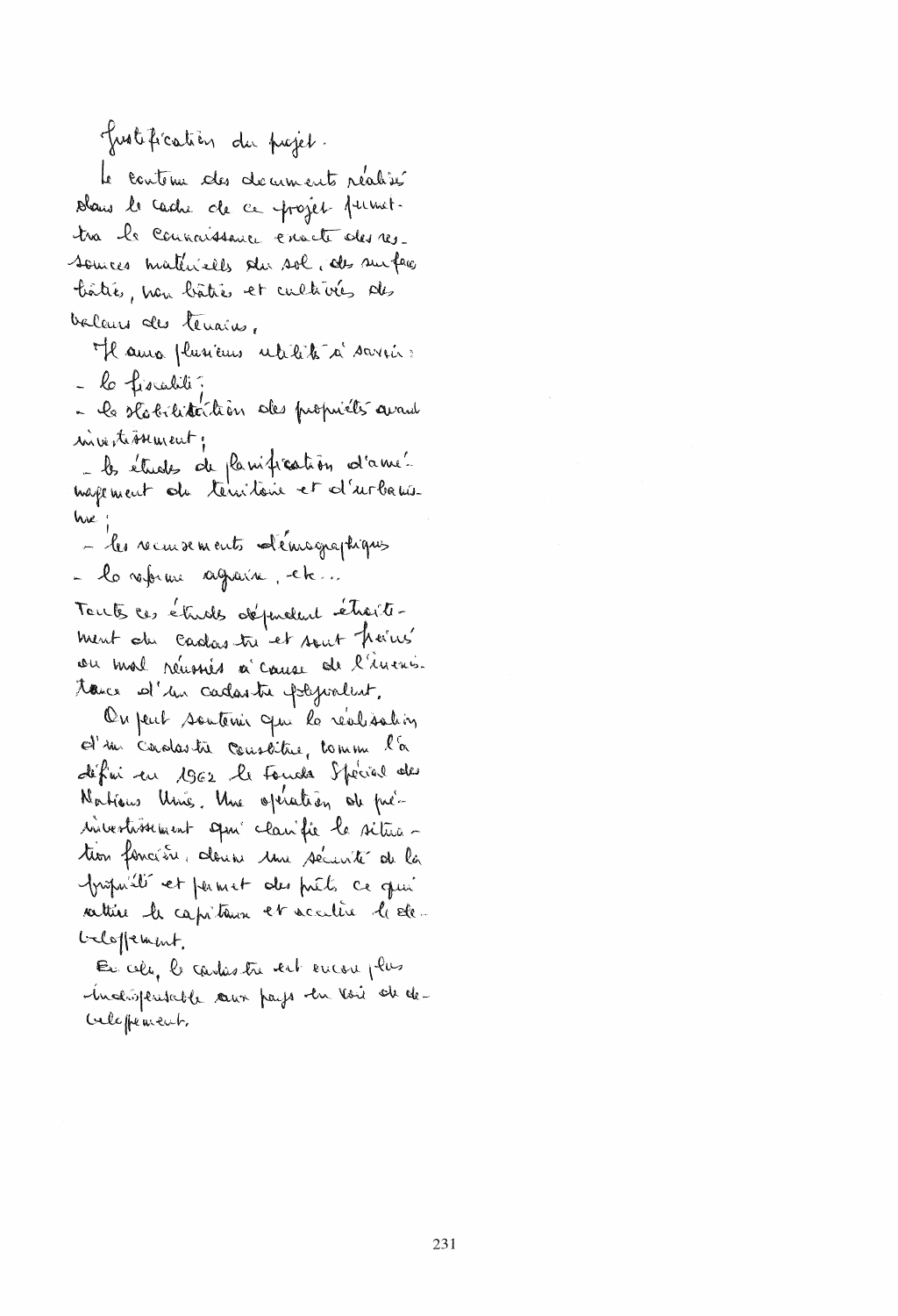Justification du projet.

Le contenu des documents réalisés dans le cadre de ce projet permettra la connaissance exacte des ressources matérielles du sol, des surfaces bâties, non bâties et cultivées, des valeurs des terrains.

Il aura plusieurs utilités à savoir :

- la fiscalité ;
- la stabilisation des propriétés avant investissement ;
- les études de planification d'aménagement du territoire et d'urbanisme ;
- les recensements démographiques
- la réforme agraire, etc...

Toutes ces études dépendent étroitement du cadastre et sont freinées ou mal réussies à cause de l'inexistence d'un cadastre polyvalent.

On peut soutenir que la réalisation d'un cadastre constitue, comme l'a défini en 1962 le Fonds Spécial des Nations Unis, une opération de préinvestissement qui clarifie la situation foncière, donne une sécurité de la propriété et permet des prêts ce qui attire les capitaux et accélère le développement.

En cela, le cadastre est encore plus indispensable aux pays en voie de développement.